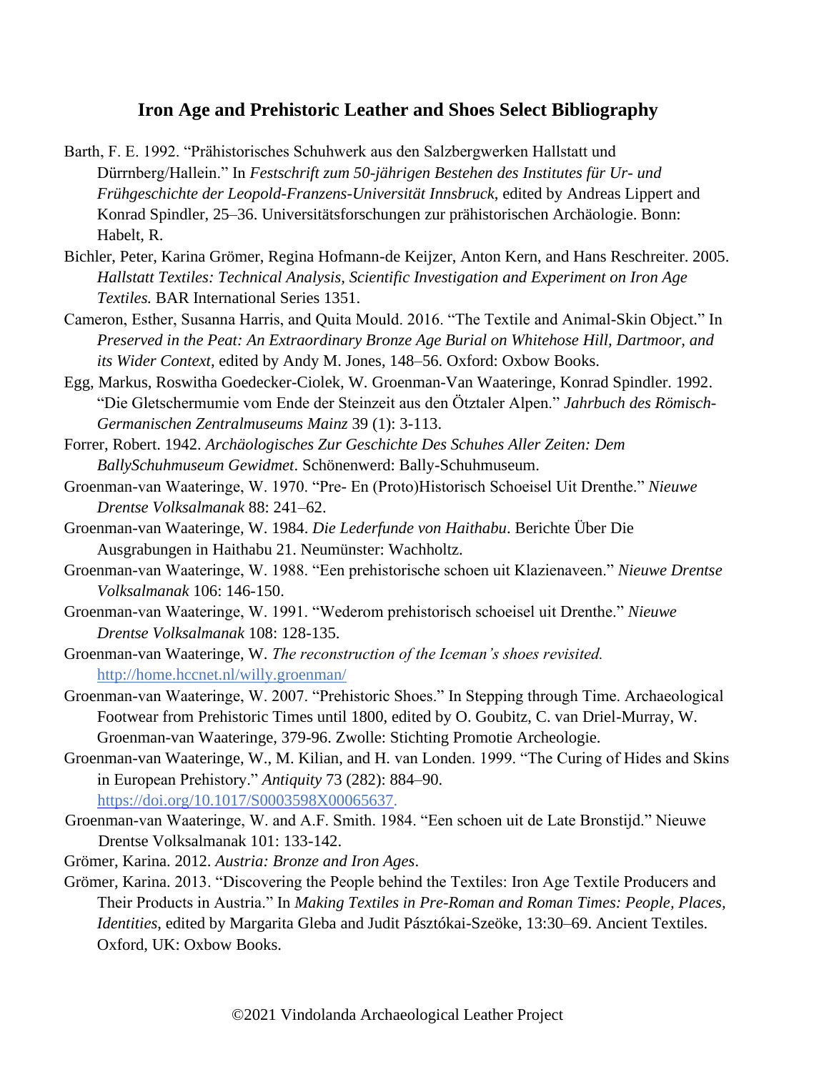# Iron Age and Prehistoric Leather and Shoes Select Bibliography

Barth, F. E. 1992. "Prähistorisches Schuhwerk aus den Salzbergwerken Hallstatt und Dürrnberg/Hallein." In *Festschrift zum 50-jährigen Bestehen des Institutes für Ur- und Frühgeschichte der Leopold-Franzens-Universität Innsbruck*, edited by Andreas Lippert and Konrad Spindler, 25–36. Universitätsforschungen zur prähistorischen Archäologie. Bonn: Habelt, R.

Bichler, Peter, Karina Grömer, Regina Hofmann-de Keijzer, Anton Kern, and Hans Reschreiter. 2005. *Hallstatt Textiles: Technical Analysis, Scientific Investigation and Experiment on Iron Age Textiles.* BAR International Series 1351.

Cameron, Esther, Susanna Harris, and Quita Mould. 2016. "The Textile and Animal-Skin Object." In *Preserved in the Peat: An Extraordinary Bronze Age Burial on Whitehose Hill, Dartmoor, and its Wider Context*, edited by Andy M. Jones, 148–56. Oxford: Oxbow Books.

Egg, Markus, Roswitha Goedecker-Ciolek, W. Groenman-Van Waateringe, Konrad Spindler. 1992. "Die Gletschermumie vom Ende der Steinzeit aus den Ötztaler Alpen." *Jahrbuch des Römisch-Germanischen Zentralmuseums Mainz* 39 (1): 3-113.

Forrer, Robert. 1942. *Archäologisches Zur Geschichte Des Schuhes Aller Zeiten: Dem BallySchuhmuseum Gewidmet*. Schönenwerd: Bally-Schuhmuseum.

Groenman-van Waateringe, W. 1970. "Pre- En (Proto)Historisch Schoeisel Uit Drenthe." *Nieuwe Drentse Volksalmanak* 88: 241–62.

Groenman-van Waateringe, W. 1984. *Die Lederfunde von Haithabu*. Berichte Über Die Ausgrabungen in Haithabu 21. Neumünster: Wachholtz.

Groenman-van Waateringe, W. 1988. "Een prehistorische schoen uit Klazienaveen." *Nieuwe Drentse Volksalmanak* 106: 146-150.

Groenman-van Waateringe, W. 1991. "Wederom prehistorisch schoeisel uit Drenthe." *Nieuwe Drentse Volksalmanak* 108: 128-135.

Groenman-van Waateringe, W. *The reconstruction of the Iceman's shoes revisited.* http://home.hccnet.nl/willy.groenman/

Groenman-van Waateringe, W. 2007. "Prehistoric Shoes." In Stepping through Time. Archaeological Footwear from Prehistoric Times until 1800, edited by O. Goubitz, C. van Driel-Murray, W. Groenman-van Waateringe, 379-96. Zwolle: Stichting Promotie Archeologie.

Groenman-van Waateringe, W., M. Kilian, and H. van Londen. 1999. "The Curing of Hides and Skins in European Prehistory." *Antiquity* 73 (282): 884–90. https://doi.org/10.1017/S0003598X00065637.

Groenman-van Waateringe, W. and A.F. Smith. 1984. "Een schoen uit de Late Bronstijd." Nieuwe Drentse Volksalmanak 101: 133-142.

Grömer, Karina. 2012. *Austria: Bronze and Iron Ages*.

Grömer, Karina. 2013. "Discovering the People behind the Textiles: Iron Age Textile Producers and Their Products in Austria." In *Making Textiles in Pre-Roman and Roman Times: People, Places, Identities*, edited by Margarita Gleba and Judit Pásztókai-Szeöke, 13:30–69. Ancient Textiles. Oxford, UK: Oxbow Books.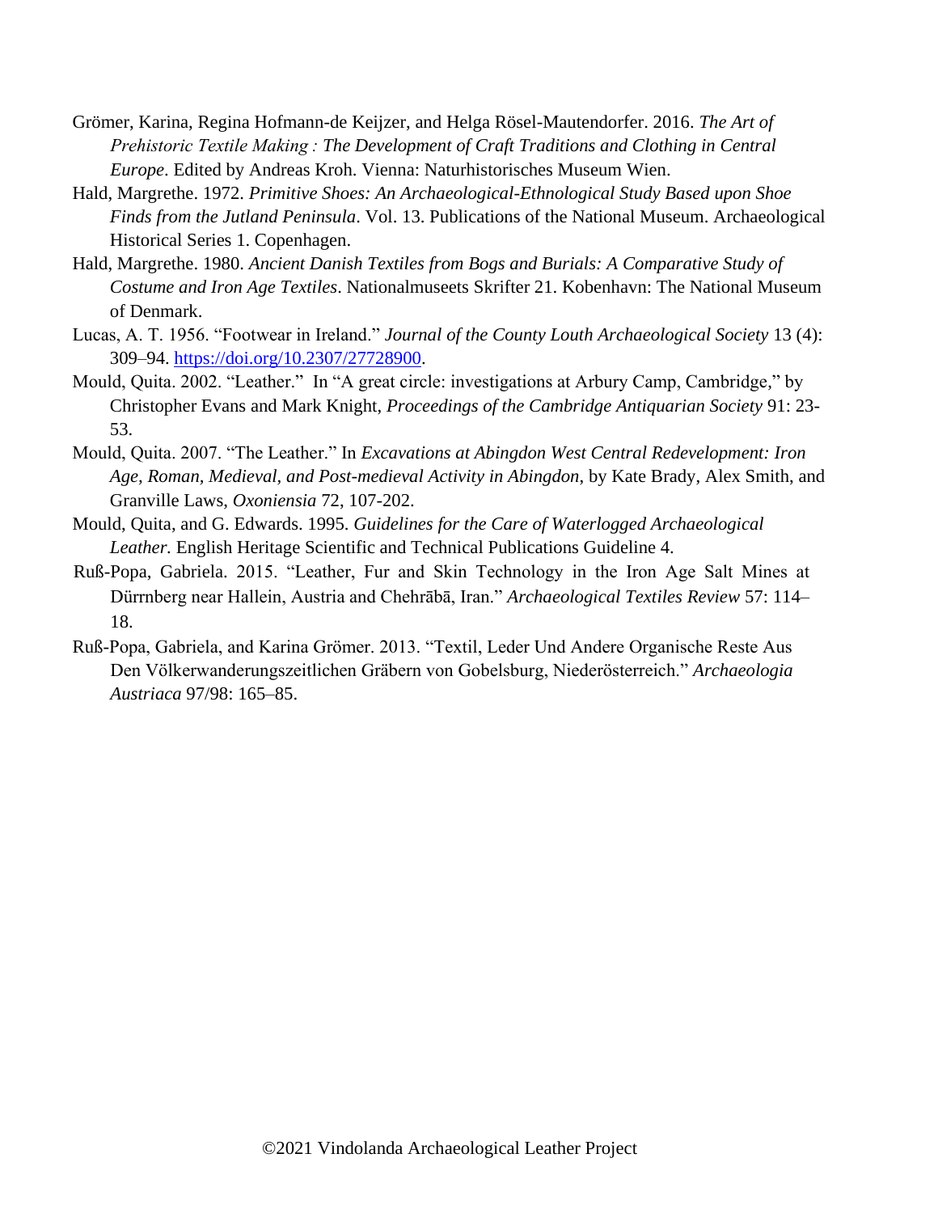Grömer, Karina, Regina Hofmann-de Keijzer, and Helga Rösel-Mautendorfer. 2016. *The Art of Prehistoric Textile Making : The Development of Craft Traditions and Clothing in Central Europe*. Edited by Andreas Kroh. Vienna: Naturhistorisches Museum Wien.

Hald, Margrethe. 1972. *Primitive Shoes: An Archaeological-Ethnological Study Based upon Shoe Finds from the Jutland Peninsula*. Vol. 13. Publications of the National Museum. Archaeological Historical Series 1. Copenhagen.

Hald, Margrethe. 1980. *Ancient Danish Textiles from Bogs and Burials: A Comparative Study of Costume and Iron Age Textiles*. Nationalmuseets Skrifter 21. Kobenhavn: The National Museum of Denmark.

Lucas, A. T. 1956. "Footwear in Ireland." *Journal of the County Louth Archaeological Society* 13 (4): 309–94. https://doi.org/10.2307/27728900.

Mould, Quita. 2002. "Leather." In "A great circle: investigations at Arbury Camp, Cambridge," by Christopher Evans and Mark Knight, *Proceedings of the Cambridge Antiquarian Society* 91: 23-53.

Mould, Quita. 2007. "The Leather." In *Excavations at Abingdon West Central Redevelopment: Iron Age, Roman, Medieval, and Post-medieval Activity in Abingdon*, by Kate Brady, Alex Smith, and Granville Laws, *Oxoniensia* 72, 107-202.

Mould, Quita, and G. Edwards. 1995. *Guidelines for the Care of Waterlogged Archaeological Leather.* English Heritage Scientific and Technical Publications Guideline 4.

Ruß-Popa, Gabriela. 2015. "Leather, Fur and Skin Technology in the Iron Age Salt Mines at Dürrnberg near Hallein, Austria and Chehrābā, Iran." *Archaeological Textiles Review* 57: 114–18.

Ruß-Popa, Gabriela, and Karina Grömer. 2013. "Textil, Leder Und Andere Organische Reste Aus Den Völkerwanderungszeitlichen Gräbern von Gobelsburg, Niederösterreich." *Archaeologia Austriaca* 97/98: 165–85.

©2021 Vindolanda Archaeological Leather Project